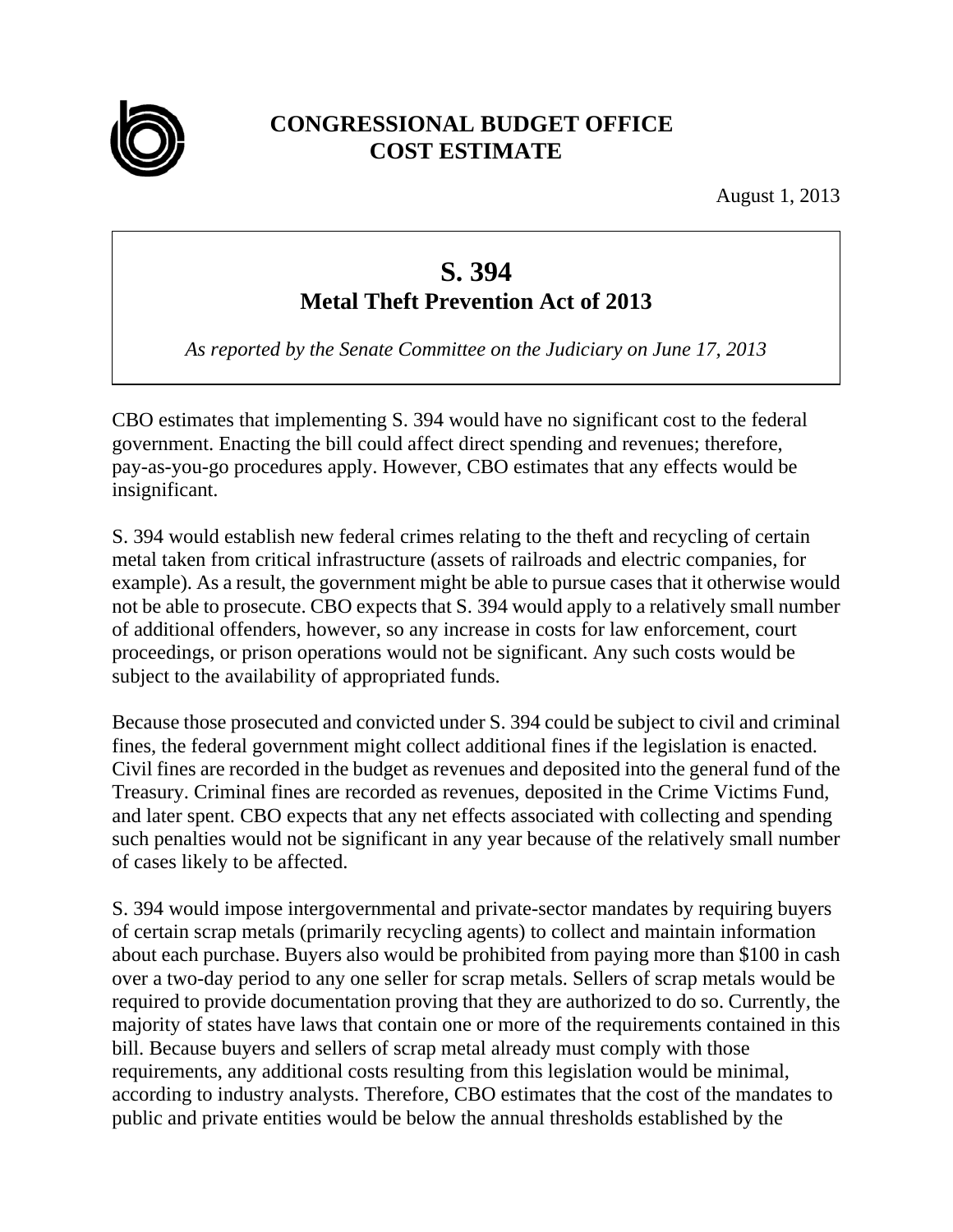# CONGRESSIONAL BUDGET OFFICE
# COST ESTIMATE

August 1, 2013

## S. 394
## Metal Theft Prevention Act of 2013

*As reported by the Senate Committee on the Judiciary on June 17, 2013*

CBO estimates that implementing S. 394 would have no significant cost to the federal government. Enacting the bill could affect direct spending and revenues; therefore, pay-as-you-go procedures apply. However, CBO estimates that any effects would be insignificant.

S. 394 would establish new federal crimes relating to the theft and recycling of certain metal taken from critical infrastructure (assets of railroads and electric companies, for example). As a result, the government might be able to pursue cases that it otherwise would not be able to prosecute. CBO expects that S. 394 would apply to a relatively small number of additional offenders, however, so any increase in costs for law enforcement, court proceedings, or prison operations would not be significant. Any such costs would be subject to the availability of appropriated funds.

Because those prosecuted and convicted under S. 394 could be subject to civil and criminal fines, the federal government might collect additional fines if the legislation is enacted. Civil fines are recorded in the budget as revenues and deposited into the general fund of the Treasury. Criminal fines are recorded as revenues, deposited in the Crime Victims Fund, and later spent. CBO expects that any net effects associated with collecting and spending such penalties would not be significant in any year because of the relatively small number of cases likely to be affected.

S. 394 would impose intergovernmental and private-sector mandates by requiring buyers of certain scrap metals (primarily recycling agents) to collect and maintain information about each purchase. Buyers also would be prohibited from paying more than $100 in cash over a two-day period to any one seller for scrap metals. Sellers of scrap metals would be required to provide documentation proving that they are authorized to do so. Currently, the majority of states have laws that contain one or more of the requirements contained in this bill. Because buyers and sellers of scrap metal already must comply with those requirements, any additional costs resulting from this legislation would be minimal, according to industry analysts. Therefore, CBO estimates that the cost of the mandates to public and private entities would be below the annual thresholds established by the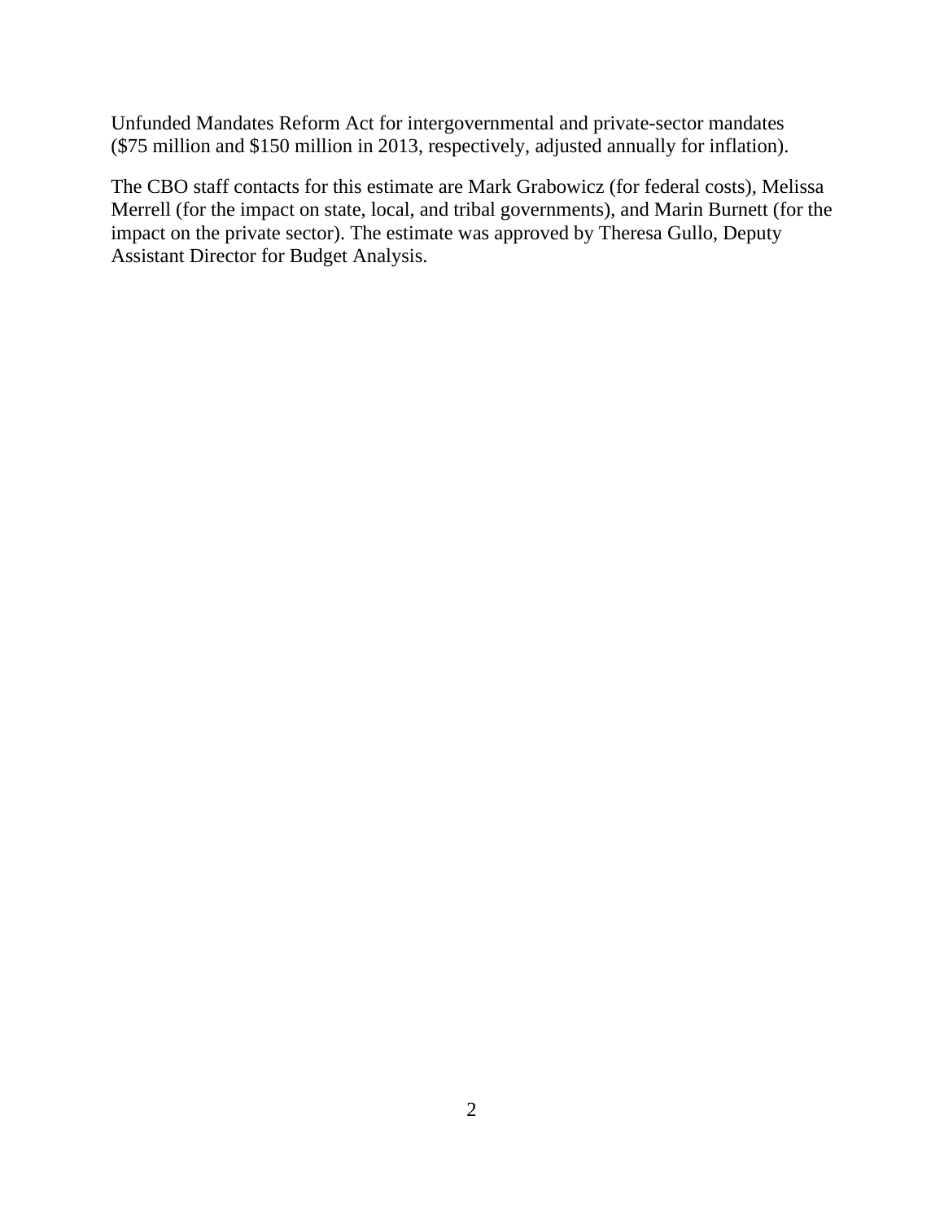Unfunded Mandates Reform Act for intergovernmental and private-sector mandates ($75 million and $150 million in 2013, respectively, adjusted annually for inflation).

The CBO staff contacts for this estimate are Mark Grabowicz (for federal costs), Melissa Merrell (for the impact on state, local, and tribal governments), and Marin Burnett (for the impact on the private sector). The estimate was approved by Theresa Gullo, Deputy Assistant Director for Budget Analysis.